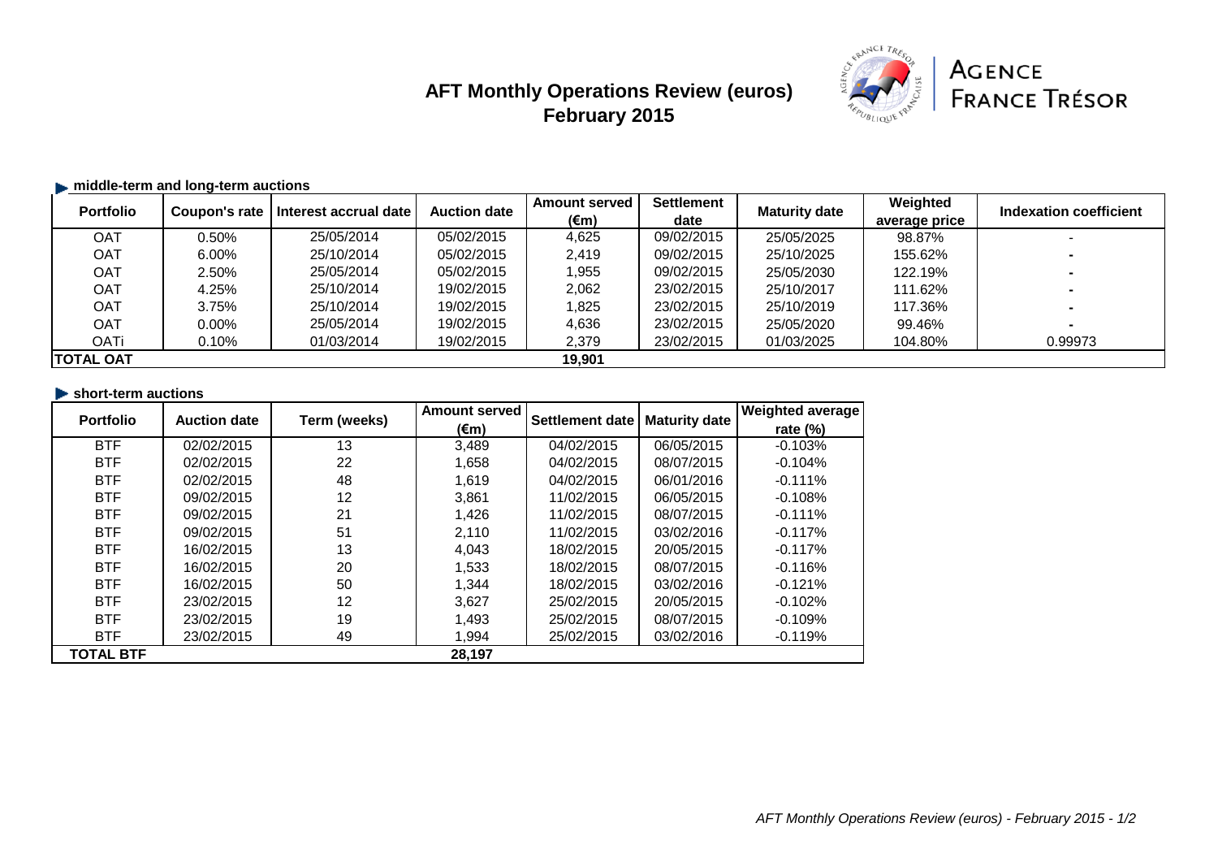# AFT Monthly Operations Review (euros)
## February 2015

AGENCE FRANCE TRÉSOR

### middle-term and long-term auctions

| Portfolio | Coupon's rate | Interest accrual date | Auction date | Amount served (€m) | Settlement date | Maturity date | Weighted average price | Indexation coefficient |
|---|---|---|---|---|---|---|---|---|
| OAT | 0.50% | 25/05/2014 | 05/02/2015 | 4,625 | 09/02/2015 | 25/05/2025 | 98.87% | - |
| OAT | 6.00% | 25/10/2014 | 05/02/2015 | 2,419 | 09/02/2015 | 25/10/2025 | 155.62% | - |
| OAT | 2.50% | 25/05/2014 | 05/02/2015 | 1,955 | 09/02/2015 | 25/05/2030 | 122.19% | - |
| OAT | 4.25% | 25/10/2014 | 19/02/2015 | 2,062 | 23/02/2015 | 25/10/2017 | 111.62% | - |
| OAT | 3.75% | 25/10/2014 | 19/02/2015 | 1,825 | 23/02/2015 | 25/10/2019 | 117.36% | - |
| OAT | 0.00% | 25/05/2014 | 19/02/2015 | 4,636 | 23/02/2015 | 25/05/2020 | 99.46% | - |
| OATi | 0.10% | 01/03/2014 | 19/02/2015 | 2,379 | 23/02/2015 | 01/03/2025 | 104.80% | 0.99973 |
| **TOTAL OAT** | | | | **19,901** | | | | |

### short-term auctions

| Portfolio | Auction date | Term (weeks) | Amount served (€m) | Settlement date | Maturity date | Weighted average rate (%) |
|---|---|---|---|---|---|---|
| BTF | 02/02/2015 | 13 | 3,489 | 04/02/2015 | 06/05/2015 | -0.103% |
| BTF | 02/02/2015 | 22 | 1,658 | 04/02/2015 | 08/07/2015 | -0.104% |
| BTF | 02/02/2015 | 48 | 1,619 | 04/02/2015 | 06/01/2016 | -0.111% |
| BTF | 09/02/2015 | 12 | 3,861 | 11/02/2015 | 06/05/2015 | -0.108% |
| BTF | 09/02/2015 | 21 | 1,426 | 11/02/2015 | 08/07/2015 | -0.111% |
| BTF | 09/02/2015 | 51 | 2,110 | 11/02/2015 | 03/02/2016 | -0.117% |
| BTF | 16/02/2015 | 13 | 4,043 | 18/02/2015 | 20/05/2015 | -0.117% |
| BTF | 16/02/2015 | 20 | 1,533 | 18/02/2015 | 08/07/2015 | -0.116% |
| BTF | 16/02/2015 | 50 | 1,344 | 18/02/2015 | 03/02/2016 | -0.121% |
| BTF | 23/02/2015 | 12 | 3,627 | 25/02/2015 | 20/05/2015 | -0.102% |
| BTF | 23/02/2015 | 19 | 1,493 | 25/02/2015 | 08/07/2015 | -0.109% |
| BTF | 23/02/2015 | 49 | 1,994 | 25/02/2015 | 03/02/2016 | -0.119% |
| **TOTAL BTF** | | | **28,197** | | | |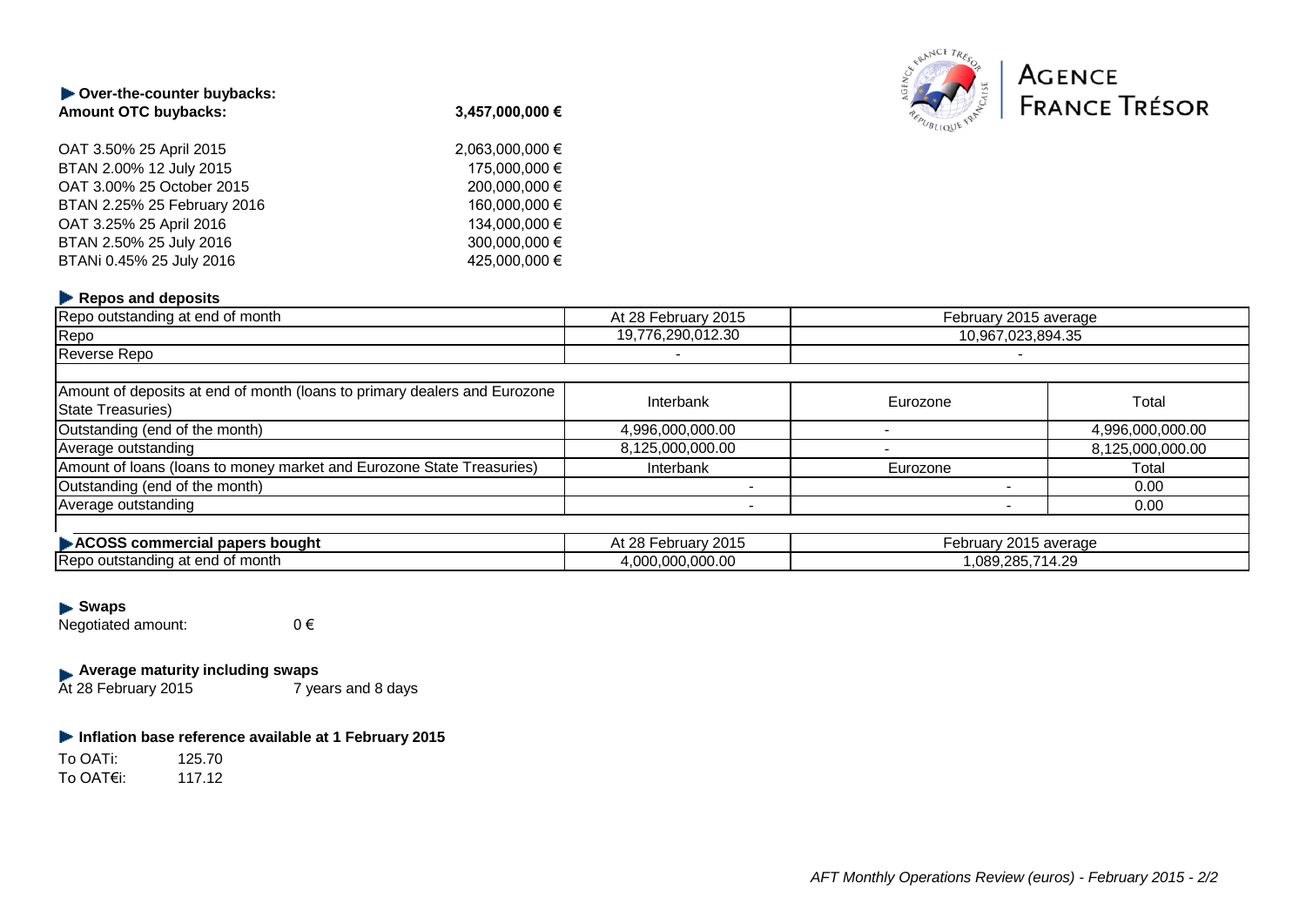### Over-the-counter buybacks:

| | |
|---|---|
| **Amount OTC buybacks:** | **3,457,000,000 €** |
| OAT 3.50% 25 April 2015 | 2,063,000,000 € |
| BTAN 2.00% 12 July 2015 | 175,000,000 € |
| OAT 3.00% 25 October 2015 | 200,000,000 € |
| BTAN 2.25% 25 February 2016 | 160,000,000 € |
| OAT 3.25% 25 April 2016 | 134,000,000 € |
| BTAN 2.50% 25 July 2016 | 300,000,000 € |
| BTANi 0.45% 25 July 2016 | 425,000,000 € |

### Repos and deposits

| Repo outstanding at end of month | At 28 February 2015 | February 2015 average | |
|---|---|---|---|
| Repo | 19,776,290,012.30 | 10,967,023,894.35 | |
| Reverse Repo | - | - | |
| | | | |
| Amount of deposits at end of month (loans to primary dealers and Eurozone State Treasuries) | Interbank | Eurozone | Total |
| Outstanding (end of the month) | 4,996,000,000.00 | - | 4,996,000,000.00 |
| Average outstanding | 8,125,000,000.00 | - | 8,125,000,000.00 |
| Amount of loans (loans to money market and Eurozone State Treasuries) | Interbank | Eurozone | Total |
| Outstanding (end of the month) | - | - | 0.00 |
| Average outstanding | - | - | 0.00 |
| | | | |
| **ACOSS commercial papers bought** | At 28 February 2015 | February 2015 average | |
| Repo outstanding at end of month | 4,000,000,000.00 | 1,089,285,714.29 | |

### Swaps

Negotiated amount: 0 €

### Average maturity including swaps

At 28 February 2015 7 years and 8 days

### Inflation base reference available at 1 February 2015

To OATi: 125.70

To OAT€i: 117.12